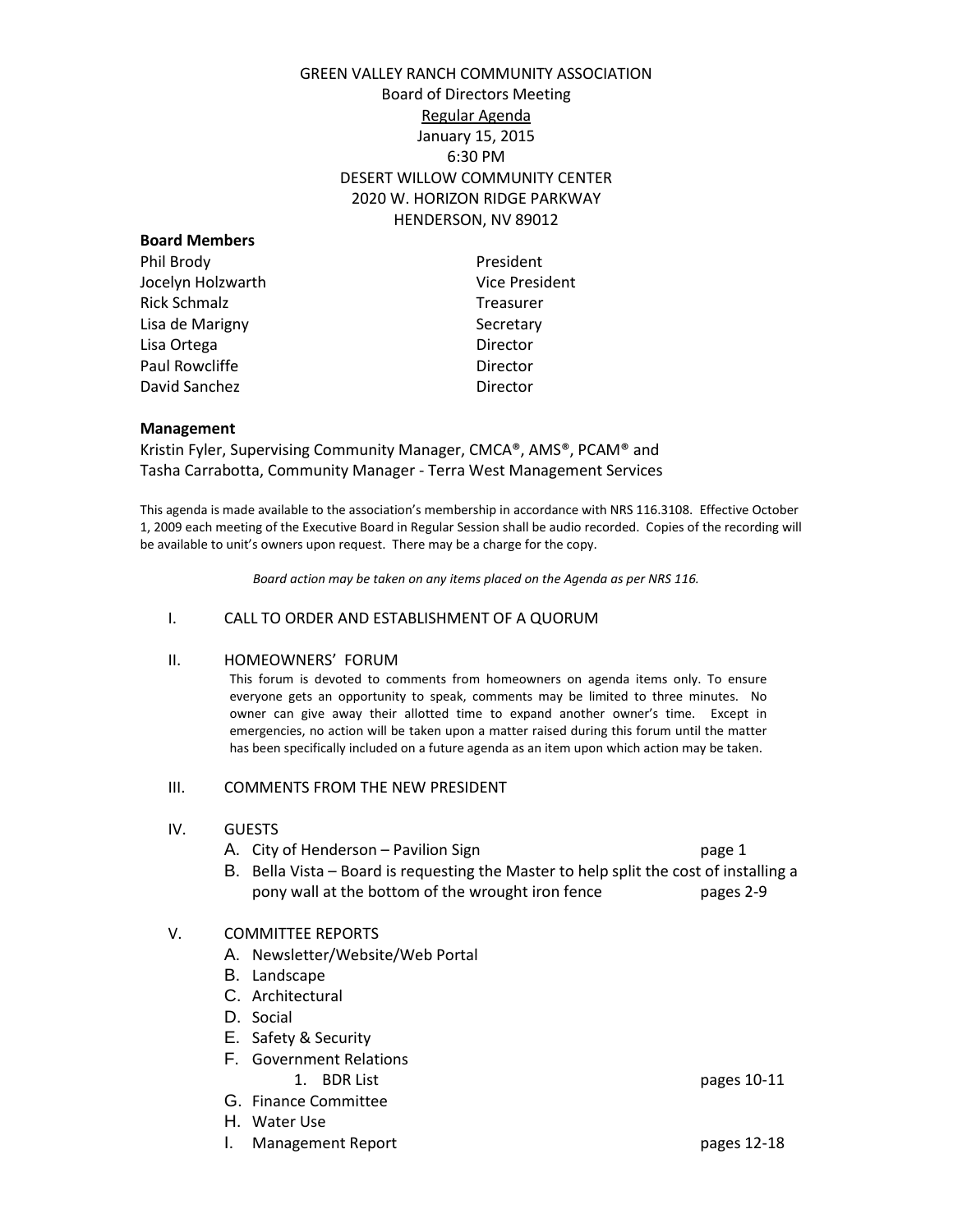# GREEN VALLEY RANCH COMMUNITY ASSOCIATION

Board of Directors Meeting

Regular Agenda

January 15, 2015

6:30 PM

DESERT WILLOW COMMUNITY CENTER

2020 W. HORIZON RIDGE PARKWAY

HENDERSON, NV 89012

**Board Members**

| | |
|---|---|
| Phil Brody | President |
| Jocelyn Holzwarth | Vice President |
| Rick Schmalz | Treasurer |
| Lisa de Marigny | Secretary |
| Lisa Ortega | Director |
| Paul Rowcliffe | Director |
| David Sanchez | Director |

**Management**

Kristin Fyler, Supervising Community Manager, CMCA®, AMS®, PCAM® and Tasha Carrabotta, Community Manager - Terra West Management Services

This agenda is made available to the association's membership in accordance with NRS 116.3108. Effective October 1, 2009 each meeting of the Executive Board in Regular Session shall be audio recorded. Copies of the recording will be available to unit's owners upon request. There may be a charge for the copy.

*Board action may be taken on any items placed on the Agenda as per NRS 116.*

I. CALL TO ORDER AND ESTABLISHMENT OF A QUORUM

II. HOMEOWNERS' FORUM

This forum is devoted to comments from homeowners on agenda items only. To ensure everyone gets an opportunity to speak, comments may be limited to three minutes. No owner can give away their allotted time to expand another owner's time. Except in emergencies, no action will be taken upon a matter raised during this forum until the matter has been specifically included on a future agenda as an item upon which action may be taken.

III. COMMENTS FROM THE NEW PRESIDENT

IV. GUESTS

- A. City of Henderson – Pavilion Sign — page 1
- B. Bella Vista – Board is requesting the Master to help split the cost of installing a pony wall at the bottom of the wrought iron fence — pages 2-9

V. COMMITTEE REPORTS

- A. Newsletter/Website/Web Portal
- B. Landscape
- C. Architectural
- D. Social
- E. Safety & Security
- F. Government Relations
  1. BDR List — pages 10-11
- G. Finance Committee
- H. Water Use
- I. Management Report — pages 12-18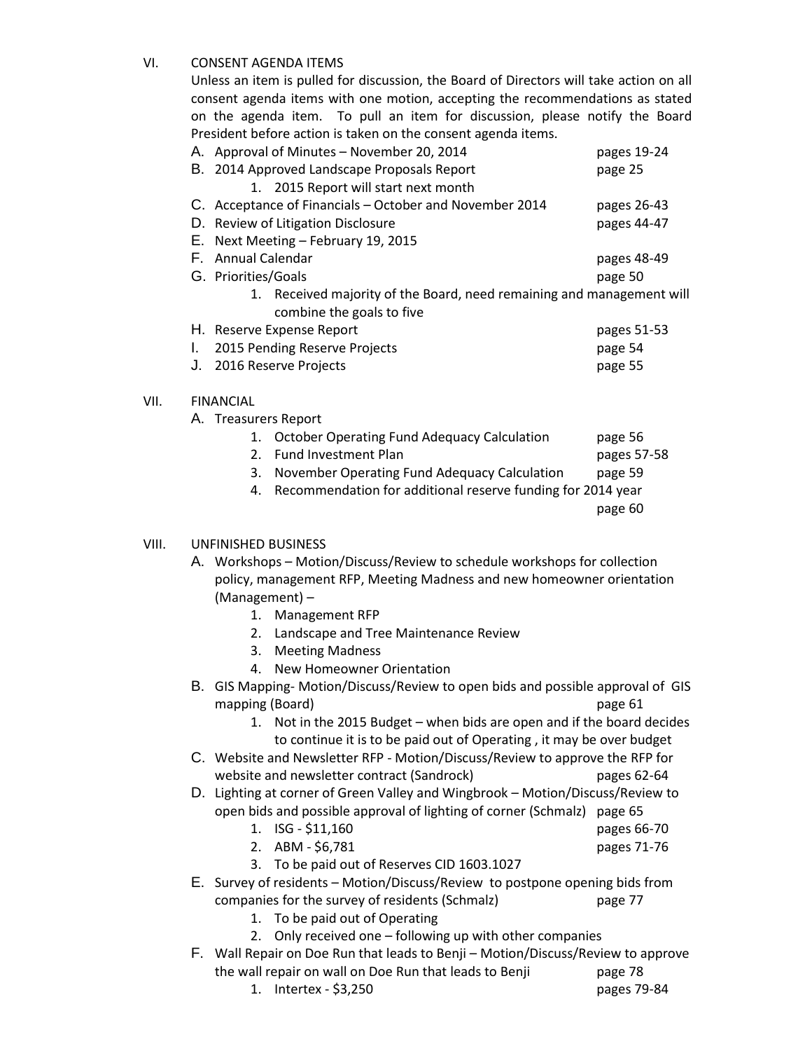## VI. CONSENT AGENDA ITEMS

Unless an item is pulled for discussion, the Board of Directors will take action on all consent agenda items with one motion, accepting the recommendations as stated on the agenda item. To pull an item for discussion, please notify the Board President before action is taken on the consent agenda items.

- A. Approval of Minutes – November 20, 2014 — pages 19-24
- B. 2014 Approved Landscape Proposals Report — page 25
  1. 2015 Report will start next month
- C. Acceptance of Financials – October and November 2014 — pages 26-43
- D. Review of Litigation Disclosure — pages 44-47
- E. Next Meeting – February 19, 2015
- F. Annual Calendar — pages 48-49
- G. Priorities/Goals — page 50
  1. Received majority of the Board, need remaining and management will combine the goals to five
- H. Reserve Expense Report — pages 51-53
- I. 2015 Pending Reserve Projects — page 54
- J. 2016 Reserve Projects — page 55

## VII. FINANCIAL

- A. Treasurers Report
  1. October Operating Fund Adequacy Calculation — page 56
  2. Fund Investment Plan — pages 57-58
  3. November Operating Fund Adequacy Calculation — page 59
  4. Recommendation for additional reserve funding for 2014 year — page 60

## VIII. UNFINISHED BUSINESS

- A. Workshops – Motion/Discuss/Review to schedule workshops for collection policy, management RFP, Meeting Madness and new homeowner orientation (Management) –
  1. Management RFP
  2. Landscape and Tree Maintenance Review
  3. Meeting Madness
  4. New Homeowner Orientation
- B. GIS Mapping- Motion/Discuss/Review to open bids and possible approval of GIS mapping (Board) — page 61
  1. Not in the 2015 Budget – when bids are open and if the board decides to continue it is to be paid out of Operating , it may be over budget
- C. Website and Newsletter RFP - Motion/Discuss/Review to approve the RFP for website and newsletter contract (Sandrock) — pages 62-64
- D. Lighting at corner of Green Valley and Wingbrook – Motion/Discuss/Review to open bids and possible approval of lighting of corner (Schmalz) — page 65
  1. ISG - $11,160 — pages 66-70
  2. ABM - $6,781 — pages 71-76
  3. To be paid out of Reserves CID 1603.1027
- E. Survey of residents – Motion/Discuss/Review to postpone opening bids from companies for the survey of residents (Schmalz) — page 77
  1. To be paid out of Operating
  2. Only received one – following up with other companies
- F. Wall Repair on Doe Run that leads to Benji – Motion/Discuss/Review to approve the wall repair on wall on Doe Run that leads to Benji — page 78
  1. Intertex - $3,250 — pages 79-84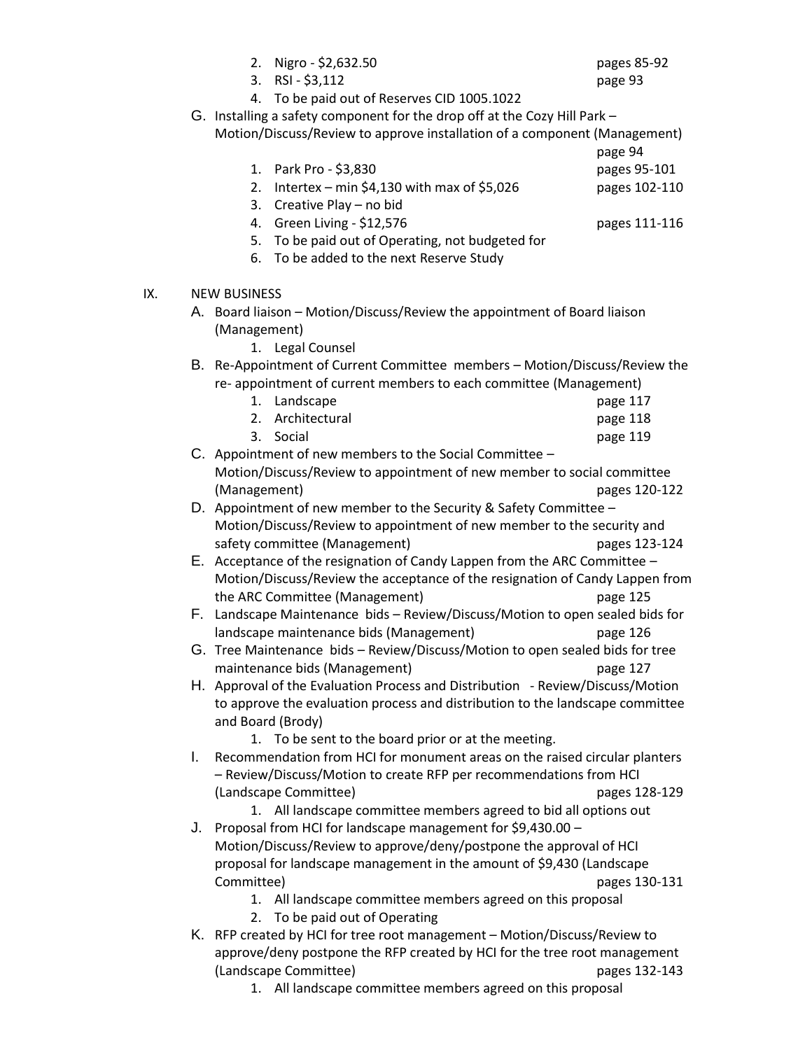2. Nigro - $2,632.50 pages 85-92
3. RSI - $3,112 page 93
4. To be paid out of Reserves CID 1005.1022

G. Installing a safety component for the drop off at the Cozy Hill Park – Motion/Discuss/Review to approve installation of a component (Management) page 94
   1. Park Pro - $3,830 pages 95-101
   2. Intertex – min $4,130 with max of $5,026 pages 102-110
   3. Creative Play – no bid
   4. Green Living - $12,576 pages 111-116
   5. To be paid out of Operating, not budgeted for
   6. To be added to the next Reserve Study

IX. NEW BUSINESS

A. Board liaison – Motion/Discuss/Review the appointment of Board liaison (Management)
   1. Legal Counsel

B. Re-Appointment of Current Committee members – Motion/Discuss/Review the re- appointment of current members to each committee (Management)
   1. Landscape page 117
   2. Architectural page 118
   3. Social page 119

C. Appointment of new members to the Social Committee – Motion/Discuss/Review to appointment of new member to social committee (Management) pages 120-122

D. Appointment of new member to the Security & Safety Committee – Motion/Discuss/Review to appointment of new member to the security and safety committee (Management) pages 123-124

E. Acceptance of the resignation of Candy Lappen from the ARC Committee – Motion/Discuss/Review the acceptance of the resignation of Candy Lappen from the ARC Committee (Management) page 125

F. Landscape Maintenance bids – Review/Discuss/Motion to open sealed bids for landscape maintenance bids (Management) page 126

G. Tree Maintenance bids – Review/Discuss/Motion to open sealed bids for tree maintenance bids (Management) page 127

H. Approval of the Evaluation Process and Distribution - Review/Discuss/Motion to approve the evaluation process and distribution to the landscape committee and Board (Brody)
   1. To be sent to the board prior or at the meeting.

I. Recommendation from HCI for monument areas on the raised circular planters – Review/Discuss/Motion to create RFP per recommendations from HCI (Landscape Committee) pages 128-129
   1. All landscape committee members agreed to bid all options out

J. Proposal from HCI for landscape management for $9,430.00 – Motion/Discuss/Review to approve/deny/postpone the approval of HCI proposal for landscape management in the amount of $9,430 (Landscape Committee) pages 130-131
   1. All landscape committee members agreed on this proposal
   2. To be paid out of Operating

K. RFP created by HCI for tree root management – Motion/Discuss/Review to approve/deny postpone the RFP created by HCI for the tree root management (Landscape Committee) pages 132-143
   1. All landscape committee members agreed on this proposal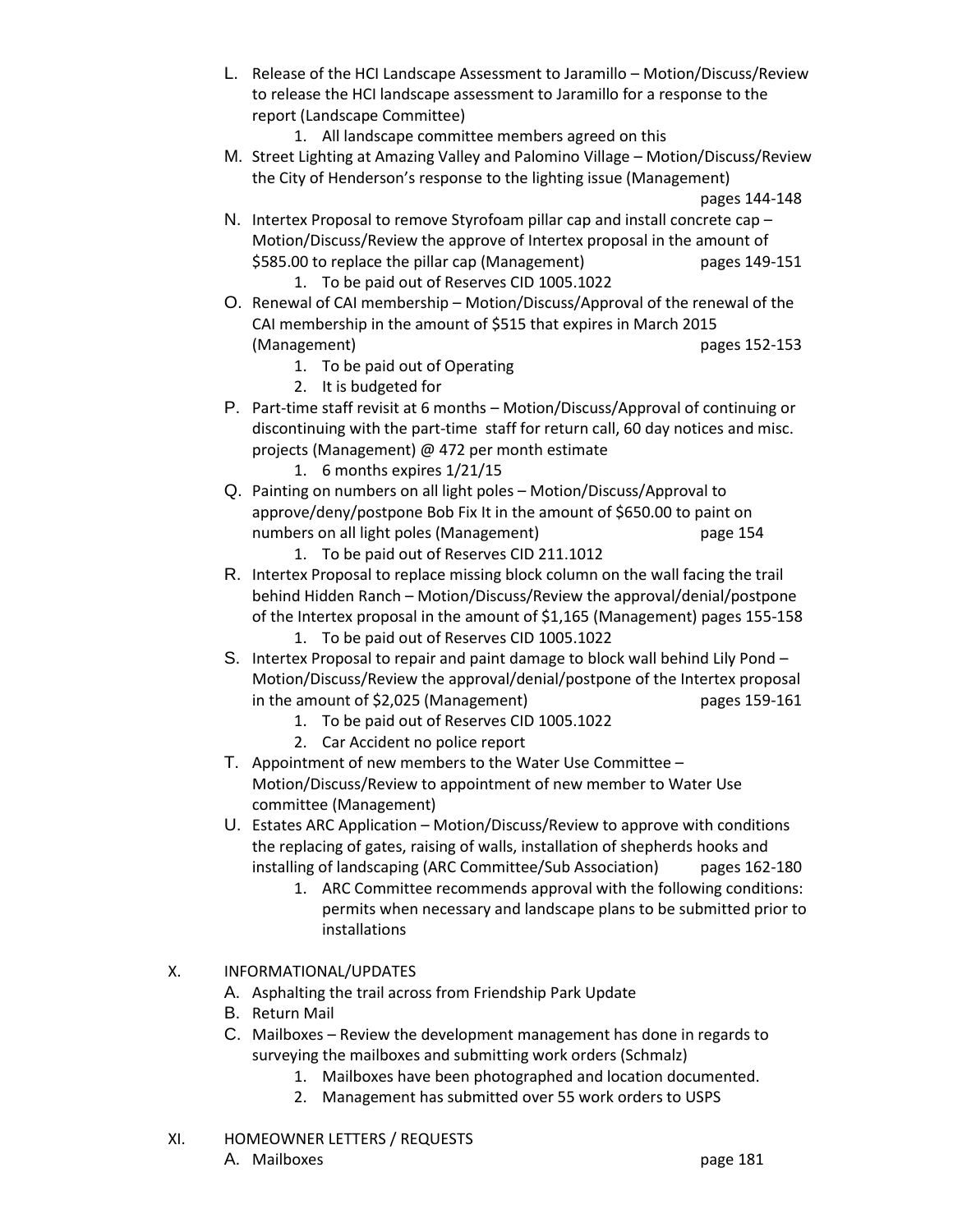L. Release of the HCI Landscape Assessment to Jaramillo – Motion/Discuss/Review to release the HCI landscape assessment to Jaramillo for a response to the report (Landscape Committee)
   1. All landscape committee members agreed on this

M. Street Lighting at Amazing Valley and Palomino Village – Motion/Discuss/Review the City of Henderson's response to the lighting issue (Management) pages 144-148

N. Intertex Proposal to remove Styrofoam pillar cap and install concrete cap – Motion/Discuss/Review the approve of Intertex proposal in the amount of $585.00 to replace the pillar cap (Management) pages 149-151
   1. To be paid out of Reserves CID 1005.1022

O. Renewal of CAI membership – Motion/Discuss/Approval of the renewal of the CAI membership in the amount of $515 that expires in March 2015 (Management) pages 152-153
   1. To be paid out of Operating
   2. It is budgeted for

P. Part-time staff revisit at 6 months – Motion/Discuss/Approval of continuing or discontinuing with the part-time staff for return call, 60 day notices and misc. projects (Management) @ 472 per month estimate
   1. 6 months expires 1/21/15

Q. Painting on numbers on all light poles – Motion/Discuss/Approval to approve/deny/postpone Bob Fix It in the amount of $650.00 to paint on numbers on all light poles (Management) page 154
   1. To be paid out of Reserves CID 211.1012

R. Intertex Proposal to replace missing block column on the wall facing the trail behind Hidden Ranch – Motion/Discuss/Review the approval/denial/postpone of the Intertex proposal in the amount of $1,165 (Management) pages 155-158
   1. To be paid out of Reserves CID 1005.1022

S. Intertex Proposal to repair and paint damage to block wall behind Lily Pond – Motion/Discuss/Review the approval/denial/postpone of the Intertex proposal in the amount of $2,025 (Management) pages 159-161
   1. To be paid out of Reserves CID 1005.1022
   2. Car Accident no police report

T. Appointment of new members to the Water Use Committee – Motion/Discuss/Review to appointment of new member to Water Use committee (Management)

U. Estates ARC Application – Motion/Discuss/Review to approve with conditions the replacing of gates, raising of walls, installation of shepherds hooks and installing of landscaping (ARC Committee/Sub Association) pages 162-180
   1. ARC Committee recommends approval with the following conditions: permits when necessary and landscape plans to be submitted prior to installations

X. INFORMATIONAL/UPDATES

A. Asphalting the trail across from Friendship Park Update

B. Return Mail

C. Mailboxes – Review the development management has done in regards to surveying the mailboxes and submitting work orders (Schmalz)
   1. Mailboxes have been photographed and location documented.
   2. Management has submitted over 55 work orders to USPS

XI. HOMEOWNER LETTERS / REQUESTS

A. Mailboxes page 181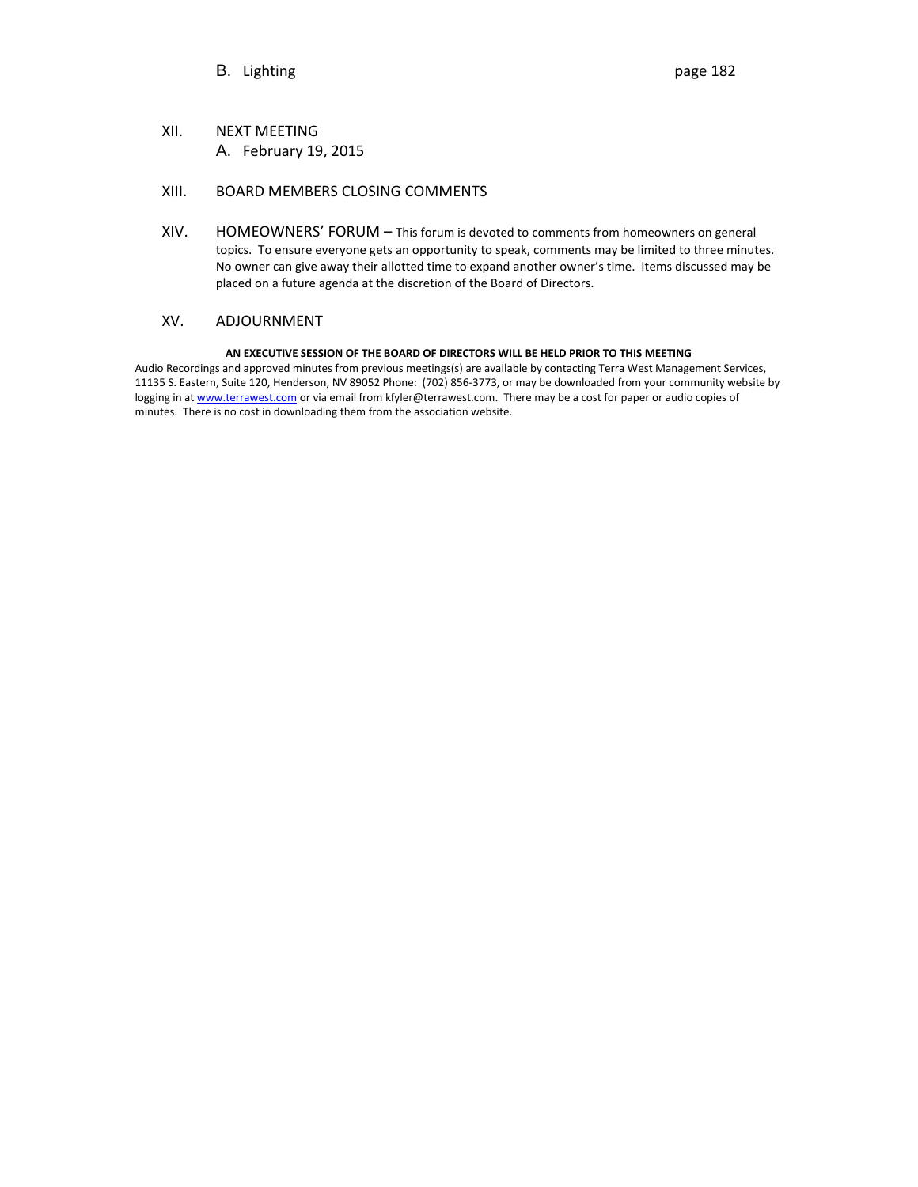B. Lighting page 182

XII. NEXT MEETING

A. February 19, 2015

XIII. BOARD MEMBERS CLOSING COMMENTS

XIV. HOMEOWNERS' FORUM – This forum is devoted to comments from homeowners on general topics. To ensure everyone gets an opportunity to speak, comments may be limited to three minutes. No owner can give away their allotted time to expand another owner's time. Items discussed may be placed on a future agenda at the discretion of the Board of Directors.

XV. ADJOURNMENT

**AN EXECUTIVE SESSION OF THE BOARD OF DIRECTORS WILL BE HELD PRIOR TO THIS MEETING**

Audio Recordings and approved minutes from previous meetings(s) are available by contacting Terra West Management Services, 11135 S. Eastern, Suite 120, Henderson, NV 89052 Phone: (702) 856-3773, or may be downloaded from your community website by logging in at www.terrawest.com or via email from kfyler@terrawest.com. There may be a cost for paper or audio copies of minutes. There is no cost in downloading them from the association website.